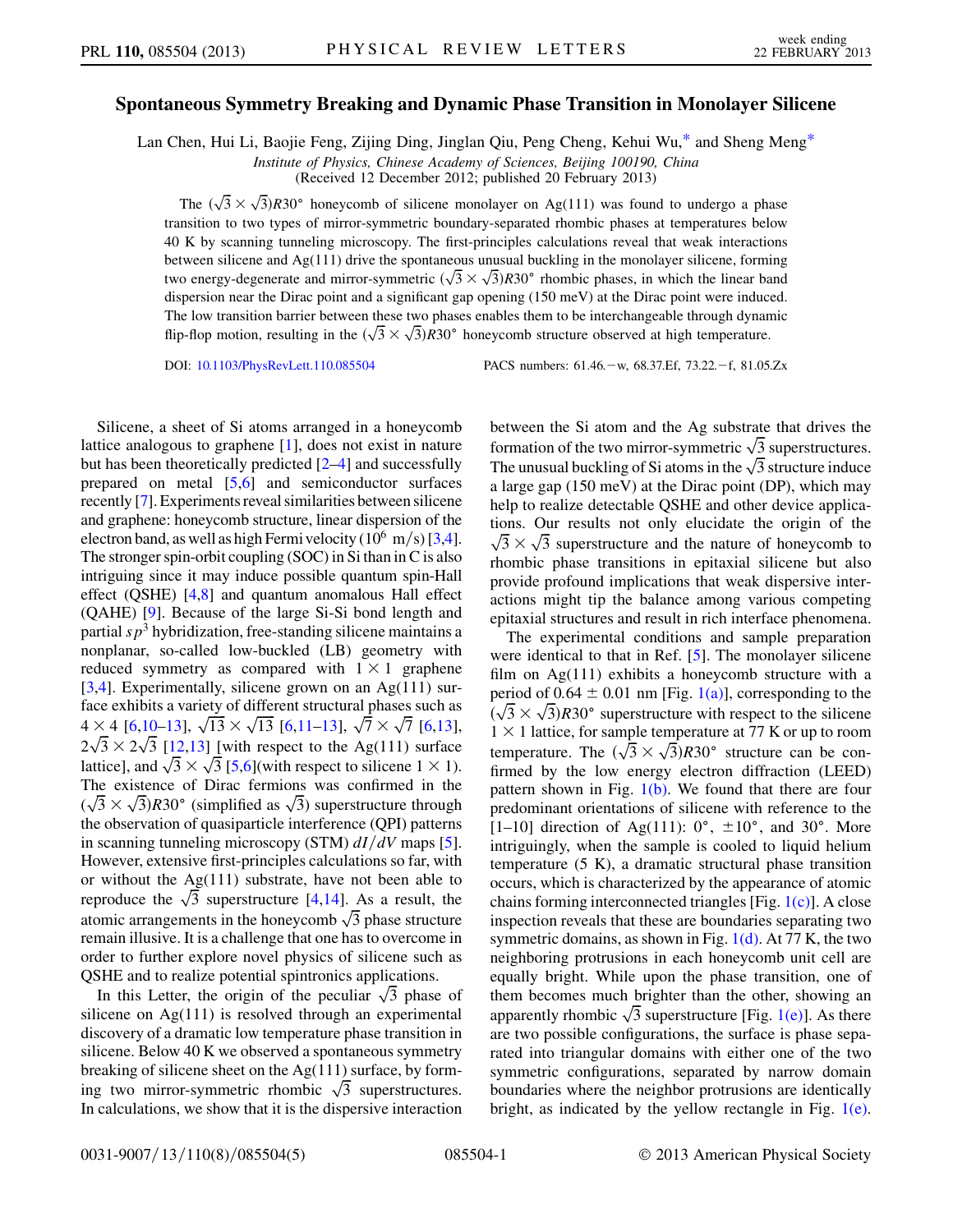# Spontaneous Symmetry Breaking and Dynamic Phase Transition in Monolayer Silicene

Lan Chen, Hui Li, Baojie Feng, Zijing Ding, Jinglan Qiu, Peng Cheng, Kehui Wu,* and Sheng Meng*

*Institute of Physics, Chinese Academy of Sciences, Beijing 100190, China*

(Received 12 December 2012; published 20 February 2013)

The $(\sqrt{3}\times\sqrt{3})R30°$ honeycomb of silicene monolayer on Ag(111) was found to undergo a phase transition to two types of mirror-symmetric boundary-separated rhombic phases at temperatures below 40 K by scanning tunneling microscopy. The first-principles calculations reveal that weak interactions between silicene and Ag(111) drive the spontaneous unusual buckling in the monolayer silicene, forming two energy-degenerate and mirror-symmetric $(\sqrt{3}\times\sqrt{3})R30°$ rhombic phases, in which the linear band dispersion near the Dirac point and a significant gap opening (150 meV) at the Dirac point were induced. The low transition barrier between these two phases enables them to be interchangeable through dynamic flip-flop motion, resulting in the $(\sqrt{3}\times\sqrt{3})R30°$ honeycomb structure observed at high temperature.

DOI: 10.1103/PhysRevLett.110.085504 PACS numbers: 61.46.−w, 68.37.Ef, 73.22.−f, 81.05.Zx

Silicene, a sheet of Si atoms arranged in a honeycomb lattice analogous to graphene [1], does not exist in nature but has been theoretically predicted [2–4] and successfully prepared on metal [5,6] and semiconductor surfaces recently [7]. Experiments reveal similarities between silicene and graphene: honeycomb structure, linear dispersion of the electron band, as well as high Fermi velocity ($10^6$ m/s) [3,4]. The stronger spin-orbit coupling (SOC) in Si than in C is also intriguing since it may induce possible quantum spin-Hall effect (QSHE) [4,8] and quantum anomalous Hall effect (QAHE) [9]. Because of the large Si-Si bond length and partial $sp^3$ hybridization, free-standing silicene maintains a nonplanar, so-called low-buckled (LB) geometry with reduced symmetry as compared with $1\times1$ graphene [3,4]. Experimentally, silicene grown on an Ag(111) surface exhibits a variety of different structural phases such as $4\times4$ [6,10–13], $\sqrt{13}\times\sqrt{13}$ [6,11–13], $\sqrt{7}\times\sqrt{7}$ [6,13], $2\sqrt{3}\times2\sqrt{3}$ [12,13] [with respect to the Ag(111) surface lattice], and $\sqrt{3}\times\sqrt{3}$ [5,6](with respect to silicene $1\times1$). The existence of Dirac fermions was confirmed in the $(\sqrt{3}\times\sqrt{3})R30°$ (simplified as $\sqrt{3}$) superstructure through the observation of quasiparticle interference (QPI) patterns in scanning tunneling microscopy (STM) $dI/dV$ maps [5]. However, extensive first-principles calculations so far, with or without the Ag(111) substrate, have not been able to reproduce the $\sqrt{3}$ superstructure [4,14]. As a result, the atomic arrangements in the honeycomb $\sqrt{3}$ phase structure remain illusive. It is a challenge that one has to overcome in order to further explore novel physics of silicene such as QSHE and to realize potential spintronics applications.

In this Letter, the origin of the peculiar $\sqrt{3}$ phase of silicene on Ag(111) is resolved through an experimental discovery of a dramatic low temperature phase transition in silicene. Below 40 K we observed a spontaneous symmetry breaking of silicene sheet on the Ag(111) surface, by forming two mirror-symmetric rhombic $\sqrt{3}$ superstructures. In calculations, we show that it is the dispersive interaction between the Si atom and the Ag substrate that drives the formation of the two mirror-symmetric $\sqrt{3}$ superstructures. The unusual buckling of Si atoms in the $\sqrt{3}$ structure induce a large gap (150 meV) at the Dirac point (DP), which may help to realize detectable QSHE and other device applications. Our results not only elucidate the origin of the $\sqrt{3}\times\sqrt{3}$ superstructure and the nature of honeycomb to rhombic phase transitions in epitaxial silicene but also provide profound implications that weak dispersive interactions might tip the balance among various competing epitaxial structures and result in rich interface phenomena.

The experimental conditions and sample preparation were identical to that in Ref. [5]. The monolayer silicene film on Ag(111) exhibits a honeycomb structure with a period of $0.64\pm0.01$ nm [Fig. 1(a)], corresponding to the $(\sqrt{3}\times\sqrt{3})R30°$ superstructure with respect to the silicene $1\times1$ lattice, for sample temperature at 77 K or up to room temperature. The $(\sqrt{3}\times\sqrt{3})R30°$ structure can be confirmed by the low energy electron diffraction (LEED) pattern shown in Fig. 1(b). We found that there are four predominant orientations of silicene with reference to the [1–10] direction of Ag(111): 0°, ±10°, and 30°. More intriguingly, when the sample is cooled to liquid helium temperature (5 K), a dramatic structural phase transition occurs, which is characterized by the appearance of atomic chains forming interconnected triangles [Fig. 1(c)]. A close inspection reveals that these are boundaries separating two symmetric domains, as shown in Fig. 1(d). At 77 K, the two neighboring protrusions in each honeycomb unit cell are equally bright. While upon the phase transition, one of them becomes much brighter than the other, showing an apparently rhombic $\sqrt{3}$ superstructure [Fig. 1(e)]. As there are two possible configurations, the surface is phase separated into triangular domains with either one of the two symmetric configurations, separated by narrow domain boundaries where the neighbor protrusions are identically bright, as indicated by the yellow rectangle in Fig. 1(e).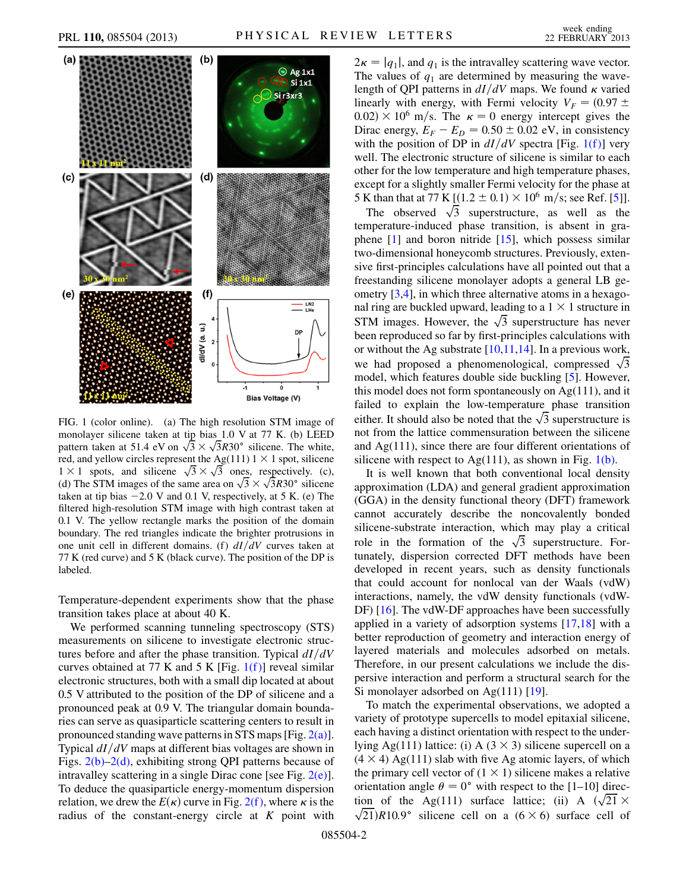FIG. 1 (color online). (a) The high resolution STM image of monolayer silicene taken at tip bias 1.0 V at 77 K. (b) LEED pattern taken at 51.4 eV on $\sqrt{3} \times \sqrt{3}R30°$ silicene. The white, red, and yellow circles represent the Ag(111) $1 \times 1$ spot, silicene $1 \times 1$ spots, and silicene $\sqrt{3} \times \sqrt{3}$ ones, respectively. (c), (d) The STM images of the same area on $\sqrt{3} \times \sqrt{3}R30°$ silicene taken at tip bias $-2.0$ V and 0.1 V, respectively, at 5 K. (e) The filtered high-resolution STM image with high contrast taken at 0.1 V. The yellow rectangle marks the position of the domain boundary. The red triangles indicate the brighter protrusions in one unit cell in different domains. (f) $dI/dV$ curves taken at 77 K (red curve) and 5 K (black curve). The position of the DP is labeled.

Temperature-dependent experiments show that the phase transition takes place at about 40 K.

We performed scanning tunneling spectroscopy (STS) measurements on silicene to investigate electronic structures before and after the phase transition. Typical $dI/dV$ curves obtained at 77 K and 5 K [Fig. 1(f)] reveal similar electronic structures, both with a small dip located at about 0.5 V attributed to the position of the DP of silicene and a pronounced peak at 0.9 V. The triangular domain boundaries can serve as quasiparticle scattering centers to result in pronounced standing wave patterns in STS maps [Fig. 2(a)]. Typical $dI/dV$ maps at different bias voltages are shown in Figs. 2(b)–2(d), exhibiting strong QPI patterns because of intravalley scattering in a single Dirac cone [see Fig. 2(e)]. To deduce the quasiparticle energy-momentum dispersion relation, we drew the $E(\kappa)$ curve in Fig. 2(f), where $\kappa$ is the radius of the constant-energy circle at $K$ point with $2\kappa = |q_1|$, and $q_1$ is the intravalley scattering wave vector. The values of $q_1$ are determined by measuring the wavelength of QPI patterns in $dI/dV$ maps. We found $\kappa$ varied linearly with energy, with Fermi velocity $V_F = (0.97 \pm 0.02) \times 10^6$ m/s. The $\kappa = 0$ energy intercept gives the Dirac energy, $E_F - E_D = 0.50 \pm 0.02$ eV, in consistency with the position of DP in $dI/dV$ spectra [Fig. 1(f)] very well. The electronic structure of silicene is similar to each other for the low temperature and high temperature phases, except for a slightly smaller Fermi velocity for the phase at 5 K than that at 77 K [$(1.2 \pm 0.1) \times 10^6$ m/s; see Ref. [5]].

The observed $\sqrt{3}$ superstructure, as well as the temperature-induced phase transition, is absent in graphene [1] and boron nitride [15], which possess similar two-dimensional honeycomb structures. Previously, extensive first-principles calculations have all pointed out that a freestanding silicene monolayer adopts a general LB geometry [3,4], in which three alternative atoms in a hexagonal ring are buckled upward, leading to a $1 \times 1$ structure in STM images. However, the $\sqrt{3}$ superstructure has never been reproduced so far by first-principles calculations with or without the Ag substrate [10,11,14]. In a previous work, we had proposed a phenomenological, compressed $\sqrt{3}$ model, which features double side buckling [5]. However, this model does not form spontaneously on Ag(111), and it failed to explain the low-temperature phase transition either. It should also be noted that the $\sqrt{3}$ superstructure is not from the lattice commensuration between the silicene and Ag(111), since there are four different orientations of silicene with respect to Ag(111), as shown in Fig. 1(b).

It is well known that both conventional local density approximation (LDA) and general gradient approximation (GGA) in the density functional theory (DFT) framework cannot accurately describe the noncovalently bonded silicene-substrate interaction, which may play a critical role in the formation of the $\sqrt{3}$ superstructure. Fortunately, dispersion corrected DFT methods have been developed in recent years, such as density functionals that could account for nonlocal van der Waals (vdW) interactions, namely, the vdW density functionals (vdW-DF) [16]. The vdW-DF approaches have been successfully applied in a variety of adsorption systems [17,18] with a better reproduction of geometry and interaction energy of layered materials and molecules adsorbed on metals. Therefore, in our present calculations we include the dispersive interaction and perform a structural search for the Si monolayer adsorbed on Ag(111) [19].

To match the experimental observations, we adopted a variety of prototype supercells to model epitaxial silicene, each having a distinct orientation with respect to the underlying Ag(111) lattice: (i) A $(3 \times 3)$ silicene supercell on a $(4 \times 4)$ Ag(111) slab with five Ag atomic layers, of which the primary cell vector of $(1 \times 1)$ silicene makes a relative orientation angle $\theta = 0°$ with respect to the [1–10] direction of the Ag(111) surface lattice; (ii) A $(\sqrt{21} \times \sqrt{21})R10.9°$ silicene cell on a $(6 \times 6)$ surface cell of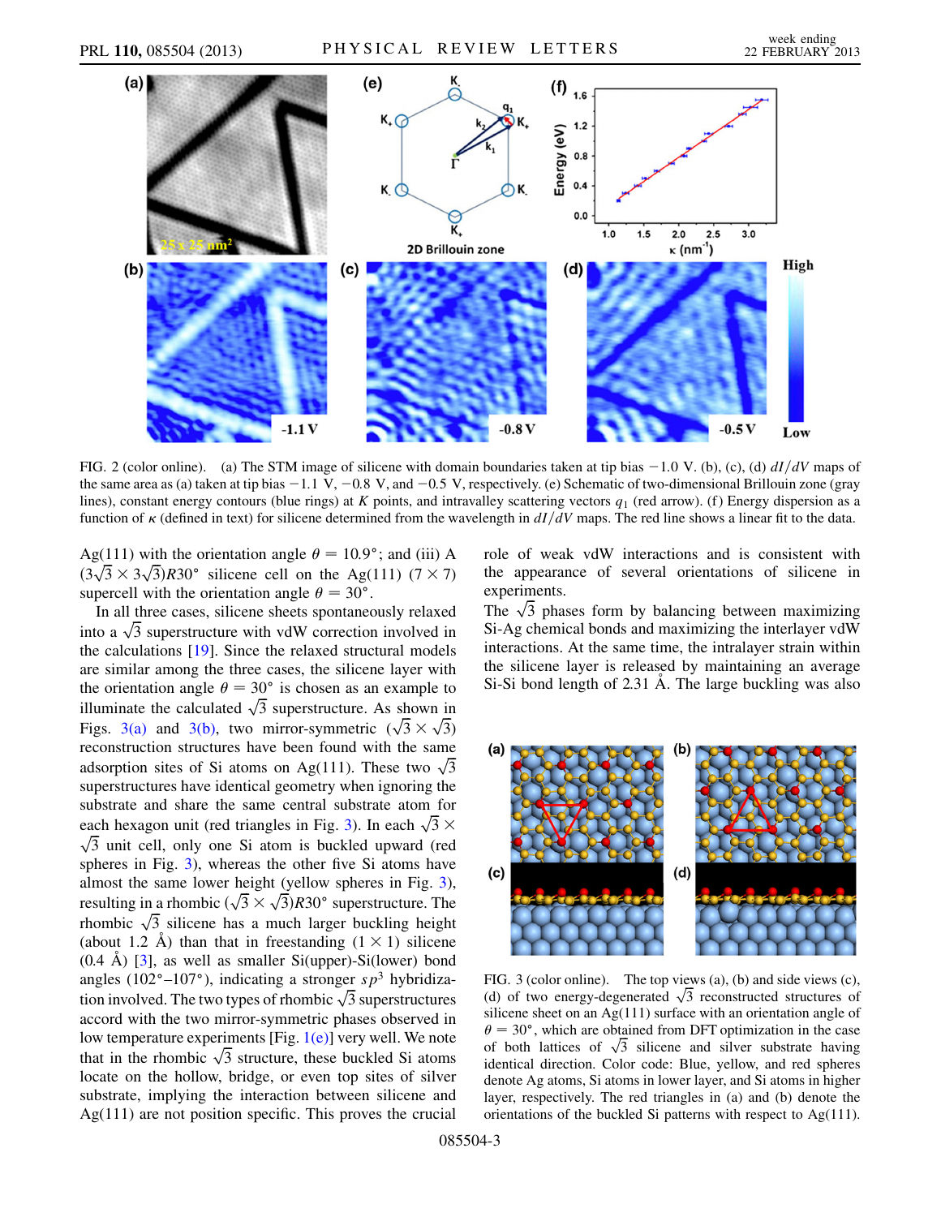FIG. 2 (color online). (a) The STM image of silicene with domain boundaries taken at tip bias −1.0 V. (b), (c), (d) $dI/dV$ maps of the same area as (a) taken at tip bias −1.1 V, −0.8 V, and −0.5 V, respectively. (e) Schematic of two-dimensional Brillouin zone (gray lines), constant energy contours (blue rings) at $K$ points, and intravalley scattering vectors $q_1$ (red arrow). (f) Energy dispersion as a function of $\kappa$ (defined in text) for silicene determined from the wavelength in $dI/dV$ maps. The red line shows a linear fit to the data.

Ag(111) with the orientation angle $\theta = 10.9°$; and (iii) A $(3\sqrt{3} \times 3\sqrt{3})R30°$ silicene cell on the Ag(111) $(7 \times 7)$ supercell with the orientation angle $\theta = 30°$.

In all three cases, silicene sheets spontaneously relaxed into a $\sqrt{3}$ superstructure with vdW correction involved in the calculations [19]. Since the relaxed structural models are similar among the three cases, the silicene layer with the orientation angle $\theta = 30°$ is chosen as an example to illuminate the calculated $\sqrt{3}$ superstructure. As shown in Figs. 3(a) and 3(b), two mirror-symmetric $(\sqrt{3} \times \sqrt{3})$ reconstruction structures have been found with the same adsorption sites of Si atoms on Ag(111). These two $\sqrt{3}$ superstructures have identical geometry when ignoring the substrate and share the same central substrate atom for each hexagon unit (red triangles in Fig. 3). In each $\sqrt{3} \times \sqrt{3}$ unit cell, only one Si atom is buckled upward (red spheres in Fig. 3), whereas the other five Si atoms have almost the same lower height (yellow spheres in Fig. 3), resulting in a rhombic $(\sqrt{3} \times \sqrt{3})R30°$ superstructure. The rhombic $\sqrt{3}$ silicene has a much larger buckling height (about 1.2 Å) than that in freestanding $(1 \times 1)$ silicene (0.4 Å) [3], as well as smaller Si(upper)-Si(lower) bond angles (102°–107°), indicating a stronger $sp^3$ hybridization involved. The two types of rhombic $\sqrt{3}$ superstructures accord with the two mirror-symmetric phases observed in low temperature experiments [Fig. 1(e)] very well. We note that in the rhombic $\sqrt{3}$ structure, these buckled Si atoms locate on the hollow, bridge, or even top sites of silver substrate, implying the interaction between silicene and Ag(111) are not position specific. This proves the crucial role of weak vdW interactions and is consistent with the appearance of several orientations of silicene in experiments.

The $\sqrt{3}$ phases form by balancing between maximizing Si-Ag chemical bonds and maximizing the interlayer vdW interactions. At the same time, the intralayer strain within the silicene layer is released by maintaining an average Si-Si bond length of 2.31 Å. The large buckling was also

FIG. 3 (color online). The top views (a), (b) and side views (c), (d) of two energy-degenerated $\sqrt{3}$ reconstructed structures of silicene sheet on an Ag(111) surface with an orientation angle of $\theta = 30°$, which are obtained from DFT optimization in the case of both lattices of $\sqrt{3}$ silicene and silver substrate having identical direction. Color code: Blue, yellow, and red spheres denote Ag atoms, Si atoms in lower layer, and Si atoms in higher layer, respectively. The red triangles in (a) and (b) denote the orientations of the buckled Si patterns with respect to Ag(111).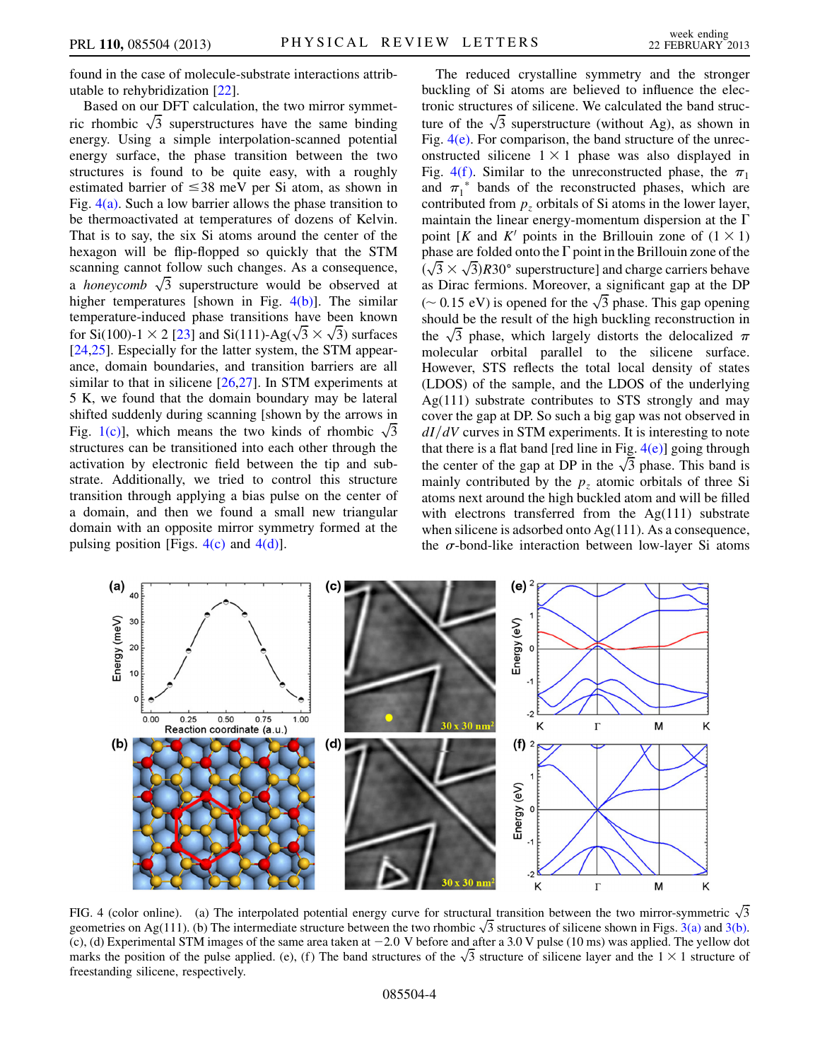found in the case of molecule-substrate interactions attributable to rehybridization [22].

Based on our DFT calculation, the two mirror symmetric rhombic $\sqrt{3}$ superstructures have the same binding energy. Using a simple interpolation-scanned potential energy surface, the phase transition between the two structures is found to be quite easy, with a roughly estimated barrier of $\leq 38$ meV per Si atom, as shown in Fig. 4(a). Such a low barrier allows the phase transition to be thermoactivated at temperatures of dozens of Kelvin. That is to say, the six Si atoms around the center of the hexagon will be flip-flopped so quickly that the STM scanning cannot follow such changes. As a consequence, a *honeycomb* $\sqrt{3}$ superstructure would be observed at higher temperatures [shown in Fig. 4(b)]. The similar temperature-induced phase transitions have been known for Si(100)-$1 \times 2$ [23] and Si(111)-Ag($\sqrt{3} \times \sqrt{3}$) surfaces [24,25]. Especially for the latter system, the STM appearance, domain boundaries, and transition barriers are all similar to that in silicene [26,27]. In STM experiments at 5 K, we found that the domain boundary may be lateral shifted suddenly during scanning [shown by the arrows in Fig. 1(c)], which means the two kinds of rhombic $\sqrt{3}$ structures can be transitioned into each other through the activation by electronic field between the tip and substrate. Additionally, we tried to control this structure transition through applying a bias pulse on the center of a domain, and then we found a small new triangular domain with an opposite mirror symmetry formed at the pulsing position [Figs. 4(c) and 4(d)].

The reduced crystalline symmetry and the stronger buckling of Si atoms are believed to influence the electronic structures of silicene. We calculated the band structure of the $\sqrt{3}$ superstructure (without Ag), as shown in Fig. 4(e). For comparison, the band structure of the unreconstructed silicene $1 \times 1$ phase was also displayed in Fig. 4(f). Similar to the unreconstructed phase, the $\pi_1$ and $\pi_1^*$ bands of the reconstructed phases, which are contributed from $p_z$ orbitals of Si atoms in the lower layer, maintain the linear energy-momentum dispersion at the $\Gamma$ point [$K$ and $K'$ points in the Brillouin zone of ($1 \times 1$) phase are folded onto the $\Gamma$ point in the Brillouin zone of the ($\sqrt{3} \times \sqrt{3}$)$R30°$ superstructure] and charge carriers behave as Dirac fermions. Moreover, a significant gap at the DP ($\sim 0.15$ eV) is opened for the $\sqrt{3}$ phase. This gap opening should be the result of the high buckling reconstruction in the $\sqrt{3}$ phase, which largely distorts the delocalized $\pi$ molecular orbital parallel to the silicene surface. However, STS reflects the total local density of states (LDOS) of the sample, and the LDOS of the underlying Ag(111) substrate contributes to STS strongly and may cover the gap at DP. So such a big gap was not observed in $dI/dV$ curves in STM experiments. It is interesting to note that there is a flat band [red line in Fig. 4(e)] going through the center of the gap at DP in the $\sqrt{3}$ phase. This band is mainly contributed by the $p_z$ atomic orbitals of three Si atoms next around the high buckled atom and will be filled with electrons transferred from the Ag(111) substrate when silicene is adsorbed onto Ag(111). As a consequence, the $\sigma$-bond-like interaction between low-layer Si atoms

FIG. 4 (color online). (a) The interpolated potential energy curve for structural transition between the two mirror-symmetric $\sqrt{3}$ geometries on Ag(111). (b) The intermediate structure between the two rhombic $\sqrt{3}$ structures of silicene shown in Figs. 3(a) and 3(b). (c), (d) Experimental STM images of the same area taken at $-2.0$ V before and after a 3.0 V pulse (10 ms) was applied. The yellow dot marks the position of the pulse applied. (e), (f) The band structures of the $\sqrt{3}$ structure of silicene layer and the $1 \times 1$ structure of freestanding silicene, respectively.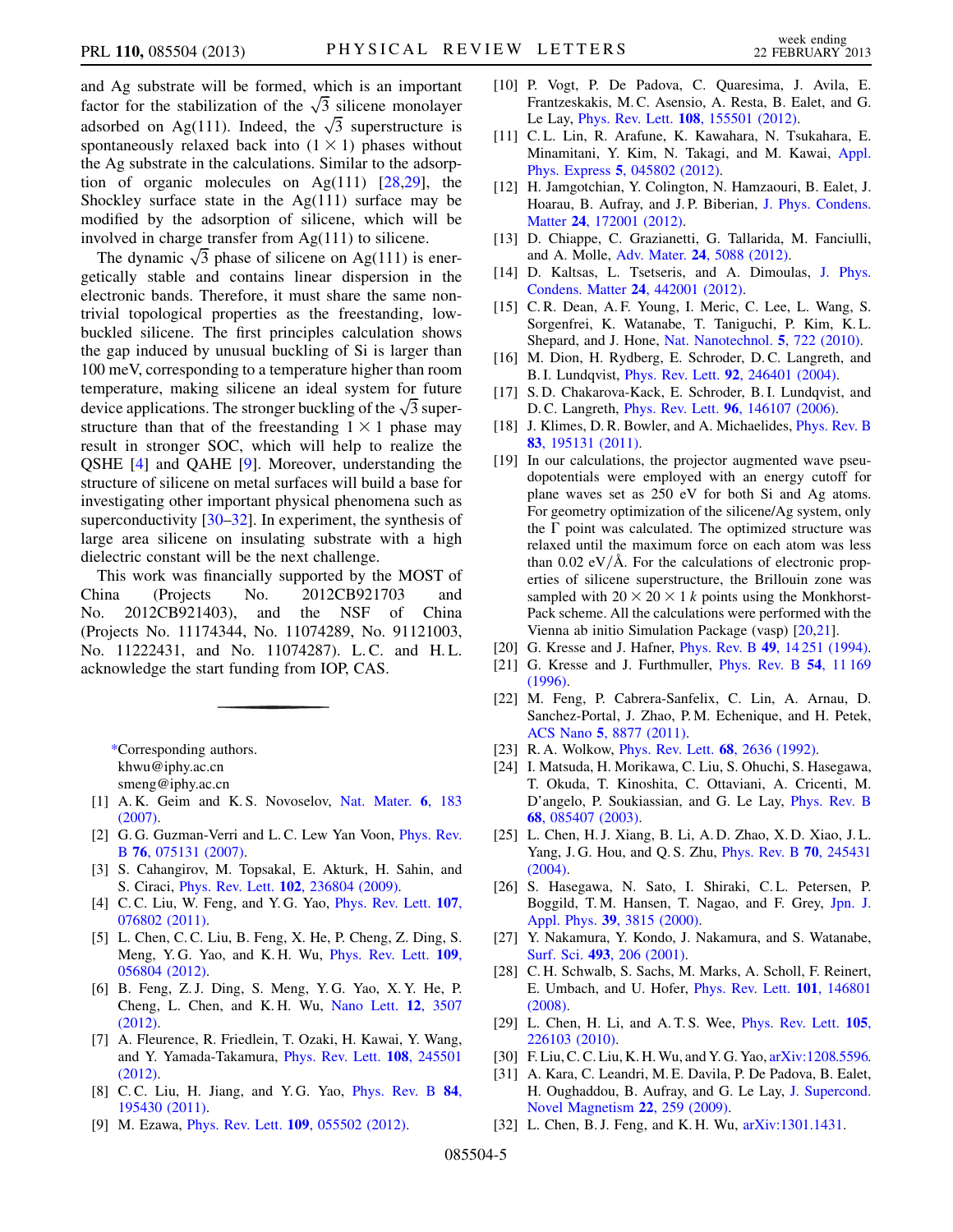and Ag substrate will be formed, which is an important factor for the stabilization of the $\sqrt{3}$ silicene monolayer adsorbed on Ag(111). Indeed, the $\sqrt{3}$ superstructure is spontaneously relaxed back into $(1 \times 1)$ phases without the Ag substrate in the calculations. Similar to the adsorption of organic molecules on Ag(111) [28,29], the Shockley surface state in the Ag(111) surface may be modified by the adsorption of silicene, which will be involved in charge transfer from Ag(111) to silicene.

The dynamic $\sqrt{3}$ phase of silicene on Ag(111) is energetically stable and contains linear dispersion in the electronic bands. Therefore, it must share the same nontrivial topological properties as the freestanding, low-buckled silicene. The first principles calculation shows the gap induced by unusual buckling of Si is larger than 100 meV, corresponding to a temperature higher than room temperature, making silicene an ideal system for future device applications. The stronger buckling of the $\sqrt{3}$ superstructure than that of the freestanding $1 \times 1$ phase may result in stronger SOC, which will help to realize the QSHE [4] and QAHE [9]. Moreover, understanding the structure of silicene on metal surfaces will build a base for investigating other important physical phenomena such as superconductivity [30–32]. In experiment, the synthesis of large area silicene on insulating substrate with a high dielectric constant will be the next challenge.

This work was financially supported by the MOST of China (Projects No. 2012CB921703 and No. 2012CB921403), and the NSF of China (Projects No. 11174344, No. 11074289, No. 91121003, No. 11222431, and No. 11074287). L. C. and H. L. acknowledge the start funding from IOP, CAS.

---

*Corresponding authors.
khwu@iphy.ac.cn
smeng@iphy.ac.cn

[1] A. K. Geim and K. S. Novoselov, Nat. Mater. **6**, 183 (2007).

[2] G. G. Guzman-Verri and L. C. Lew Yan Voon, Phys. Rev. B **76**, 075131 (2007).

[3] S. Cahangirov, M. Topsakal, E. Akturk, H. Sahin, and S. Ciraci, Phys. Rev. Lett. **102**, 236804 (2009).

[4] C. C. Liu, W. Feng, and Y. G. Yao, Phys. Rev. Lett. **107**, 076802 (2011).

[5] L. Chen, C. C. Liu, B. Feng, X. He, P. Cheng, Z. Ding, S. Meng, Y. G. Yao, and K. H. Wu, Phys. Rev. Lett. **109**, 056804 (2012).

[6] B. Feng, Z. J. Ding, S. Meng, Y. G. Yao, X. Y. He, P. Cheng, L. Chen, and K. H. Wu, Nano Lett. **12**, 3507 (2012).

[7] A. Fleurence, R. Friedlein, T. Ozaki, H. Kawai, Y. Wang, and Y. Yamada-Takamura, Phys. Rev. Lett. **108**, 245501 (2012).

[8] C. C. Liu, H. Jiang, and Y. G. Yao, Phys. Rev. B **84**, 195430 (2011).

[9] M. Ezawa, Phys. Rev. Lett. **109**, 055502 (2012).

[10] P. Vogt, P. De Padova, C. Quaresima, J. Avila, E. Frantzeskakis, M. C. Asensio, A. Resta, B. Ealet, and G. Le Lay, Phys. Rev. Lett. **108**, 155501 (2012).

[11] C. L. Lin, R. Arafune, K. Kawahara, N. Tsukahara, E. Minamitani, Y. Kim, N. Takagi, and M. Kawai, Appl. Phys. Express **5**, 045802 (2012).

[12] H. Jamgotchian, Y. Colington, N. Hamzaouri, B. Ealet, J. Hoarau, B. Aufray, and J. P. Biberian, J. Phys. Condens. Matter **24**, 172001 (2012).

[13] D. Chiappe, C. Grazianetti, G. Tallarida, M. Fanciulli, and A. Molle, Adv. Mater. **24**, 5088 (2012).

[14] D. Kaltsas, L. Tsetseris, and A. Dimoulas, J. Phys. Condens. Matter **24**, 442001 (2012).

[15] C. R. Dean, A. F. Young, I. Meric, C. Lee, L. Wang, S. Sorgenfrei, K. Watanabe, T. Taniguchi, P. Kim, K. L. Shepard, and J. Hone, Nat. Nanotechnol. **5**, 722 (2010).

[16] M. Dion, H. Rydberg, E. Schroder, D. C. Langreth, and B. I. Lundqvist, Phys. Rev. Lett. **92**, 246401 (2004).

[17] S. D. Chakarova-Kack, E. Schroder, B. I. Lundqvist, and D. C. Langreth, Phys. Rev. Lett. **96**, 146107 (2006).

[18] J. Klimes, D. R. Bowler, and A. Michaelides, Phys. Rev. B **83**, 195131 (2011).

[19] In our calculations, the projector augmented wave pseudopotentials were employed with an energy cutoff for plane waves set as 250 eV for both Si and Ag atoms. For geometry optimization of the silicene/Ag system, only the Γ point was calculated. The optimized structure was relaxed until the maximum force on each atom was less than 0.02 eV/Å. For the calculations of electronic properties of silicene superstructure, the Brillouin zone was sampled with $20 \times 20 \times 1$ $k$ points using the Monkhorst-Pack scheme. All the calculations were performed with the Vienna ab initio Simulation Package (vasp) [20,21].

[20] G. Kresse and J. Hafner, Phys. Rev. B **49**, 14 251 (1994).

[21] G. Kresse and J. Furthmuller, Phys. Rev. B **54**, 11 169 (1996).

[22] M. Feng, P. Cabrera-Sanfelix, C. Lin, A. Arnau, D. Sanchez-Portal, J. Zhao, P. M. Echenique, and H. Petek, ACS Nano **5**, 8877 (2011).

[23] R. A. Wolkow, Phys. Rev. Lett. **68**, 2636 (1992).

[24] I. Matsuda, H. Morikawa, C. Liu, S. Ohuchi, S. Hasegawa, T. Okuda, T. Kinoshita, C. Ottaviani, A. Cricenti, M. D'angelo, P. Soukiassian, and G. Le Lay, Phys. Rev. B **68**, 085407 (2003).

[25] L. Chen, H. J. Xiang, B. Li, A. D. Zhao, X. D. Xiao, J. L. Yang, J. G. Hou, and Q. S. Zhu, Phys. Rev. B **70**, 245431 (2004).

[26] S. Hasegawa, N. Sato, I. Shiraki, C. L. Petersen, P. Boggild, T. M. Hansen, T. Nagao, and F. Grey, Jpn. J. Appl. Phys. **39**, 3815 (2000).

[27] Y. Nakamura, Y. Kondo, J. Nakamura, and S. Watanabe, Surf. Sci. **493**, 206 (2001).

[28] C. H. Schwalb, S. Sachs, M. Marks, A. Scholl, F. Reinert, E. Umbach, and U. Hofer, Phys. Rev. Lett. **101**, 146801 (2008).

[29] L. Chen, H. Li, and A. T. S. Wee, Phys. Rev. Lett. **105**, 226103 (2010).

[30] F. Liu, C. C. Liu, K. H. Wu, and Y. G. Yao, arXiv:1208.5596.

[31] A. Kara, C. Leandri, M. E. Davila, P. De Padova, B. Ealet, H. Oughaddou, B. Aufray, and G. Le Lay, J. Supercond. Novel Magnetism **22**, 259 (2009).

[32] L. Chen, B. J. Feng, and K. H. Wu, arXiv:1301.1431.